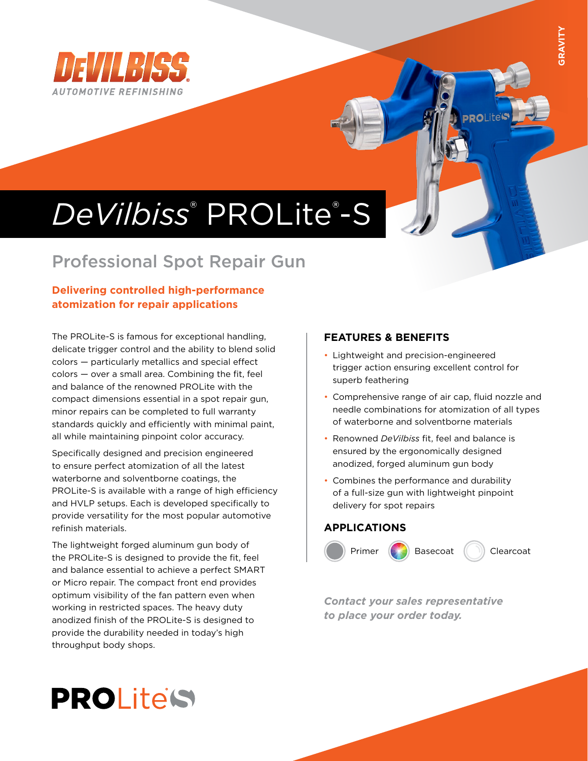DEVILBISS®
AUTOMOTIVE REFINISHING

GRAVITY

# DeVilbiss® PROLite®-S

## Professional Spot Repair Gun

### Delivering controlled high-performance atomization for repair applications

The PROLite-S is famous for exceptional handling, delicate trigger control and the ability to blend solid colors — particularly metallics and special effect colors — over a small area. Combining the fit, feel and balance of the renowned PROLite with the compact dimensions essential in a spot repair gun, minor repairs can be completed to full warranty standards quickly and efficiently with minimal paint, all while maintaining pinpoint color accuracy.

Specifically designed and precision engineered to ensure perfect atomization of all the latest waterborne and solventborne coatings, the PROLite-S is available with a range of high efficiency and HVLP setups. Each is developed specifically to provide versatility for the most popular automotive refinish materials.

The lightweight forged aluminum gun body of the PROLite-S is designed to provide the fit, feel and balance essential to achieve a perfect SMART or Micro repair. The compact front end provides optimum visibility of the fan pattern even when working in restricted spaces. The heavy duty anodized finish of the PROLite-S is designed to provide the durability needed in today's high throughput body shops.

### FEATURES & BENEFITS

- Lightweight and precision-engineered trigger action ensuring excellent control for superb feathering
- Comprehensive range of air cap, fluid nozzle and needle combinations for atomization of all types of waterborne and solventborne materials
- Renowned *DeVilbiss* fit, feel and balance is ensured by the ergonomically designed anodized, forged aluminum gun body
- Combines the performance and durability of a full-size gun with lightweight pinpoint delivery for spot repairs

### APPLICATIONS

Primer | Basecoat | Clearcoat

***Contact your sales representative to place your order today.***

**PRO**Lite S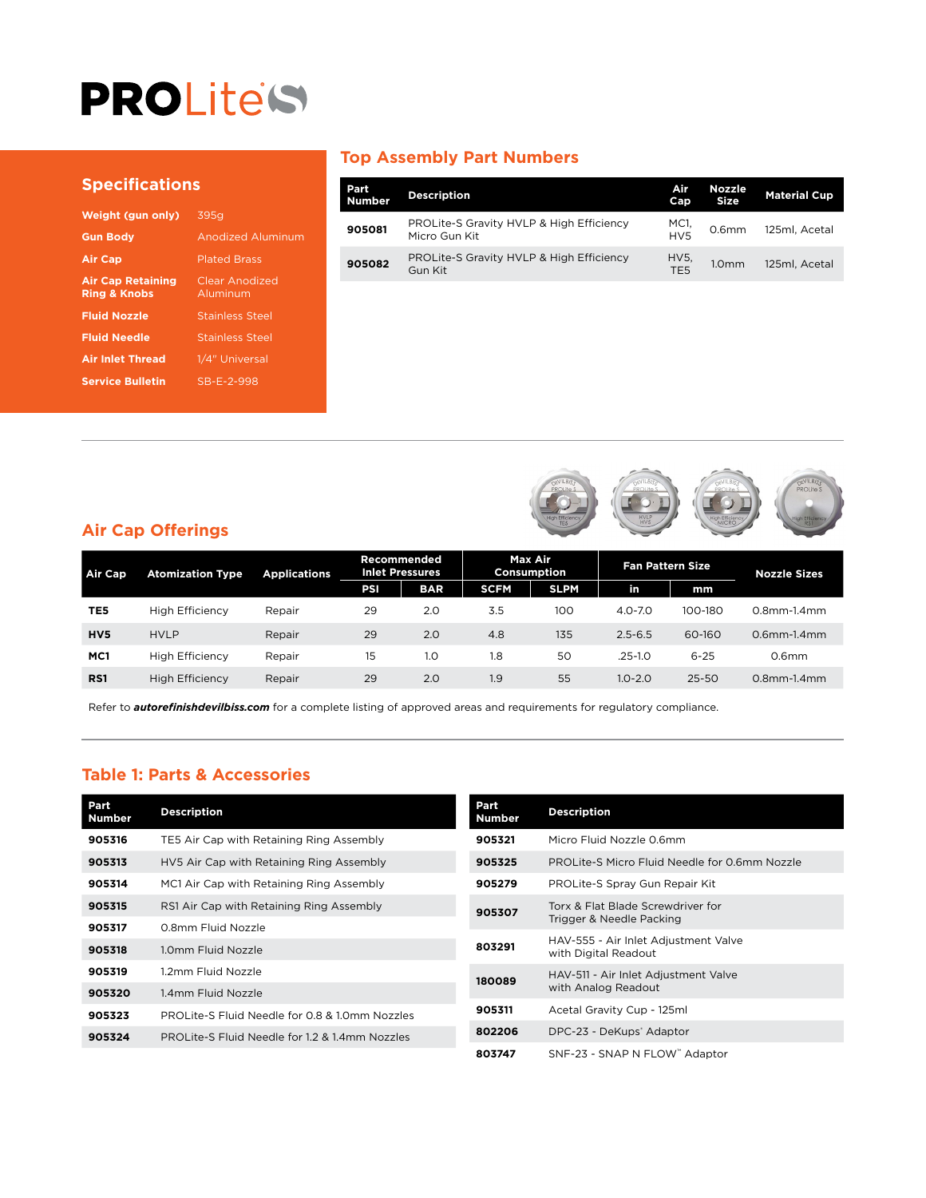# PROLite S

## Specifications

| | |
|---|---|
| **Weight (gun only)** | 395g |
| **Gun Body** | Anodized Aluminum |
| **Air Cap** | Plated Brass |
| **Air Cap Retaining Ring & Knobs** | Clear Anodized Aluminum |
| **Fluid Nozzle** | Stainless Steel |
| **Fluid Needle** | Stainless Steel |
| **Air Inlet Thread** | 1/4" Universal |
| **Service Bulletin** | SB-E-2-998 |

## Top Assembly Part Numbers

| Part Number | Description | Air Cap | Nozzle Size | Material Cup |
|---|---|---|---|---|
| **905081** | PROLite-S Gravity HVLP & High Efficiency Micro Gun Kit | MC1, HV5 | 0.6mm | 125ml, Acetal |
| **905082** | PROLite-S Gravity HVLP & High Efficiency Gun Kit | HV5, TE5 | 1.0mm | 125ml, Acetal |

## Air Cap Offerings

| Air Cap | Atomization Type | Applications | Recommended Inlet Pressures | | Max Air Consumption | | Fan Pattern Size | | Nozzle Sizes |
|---|---|---|---|---|---|---|---|---|---|
| | | | PSI | BAR | SCFM | SLPM | in | mm | |
| **TE5** | High Efficiency | Repair | 29 | 2.0 | 3.5 | 100 | 4.0-7.0 | 100-180 | 0.8mm-1.4mm |
| **HV5** | HVLP | Repair | 29 | 2.0 | 4.8 | 135 | 2.5-6.5 | 60-160 | 0.6mm-1.4mm |
| **MC1** | High Efficiency | Repair | 15 | 1.0 | 1.8 | 50 | .25-1.0 | 6-25 | 0.6mm |
| **RS1** | High Efficiency | Repair | 29 | 2.0 | 1.9 | 55 | 1.0-2.0 | 25-50 | 0.8mm-1.4mm |

Refer to ***autorefinishdevilbiss.com*** for a complete listing of approved areas and requirements for regulatory compliance.

## Table 1: Parts & Accessories

| Part Number | Description |
|---|---|
| **905316** | TE5 Air Cap with Retaining Ring Assembly |
| **905313** | HV5 Air Cap with Retaining Ring Assembly |
| **905314** | MC1 Air Cap with Retaining Ring Assembly |
| **905315** | RS1 Air Cap with Retaining Ring Assembly |
| **905317** | 0.8mm Fluid Nozzle |
| **905318** | 1.0mm Fluid Nozzle |
| **905319** | 1.2mm Fluid Nozzle |
| **905320** | 1.4mm Fluid Nozzle |
| **905323** | PROLite-S Fluid Needle for 0.8 & 1.0mm Nozzles |
| **905324** | PROLite-S Fluid Needle for 1.2 & 1.4mm Nozzles |

| Part Number | Description |
|---|---|
| **905321** | Micro Fluid Nozzle 0.6mm |
| **905325** | PROLite-S Micro Fluid Needle for 0.6mm Nozzle |
| **905279** | PROLite-S Spray Gun Repair Kit |
| **905307** | Torx & Flat Blade Screwdriver for Trigger & Needle Packing |
| **803291** | HAV-555 - Air Inlet Adjustment Valve with Digital Readout |
| **180089** | HAV-511 - Air Inlet Adjustment Valve with Analog Readout |
| **905311** | Acetal Gravity Cup - 125ml |
| **802206** | DPC-23 - DeKups® Adaptor |
| **803747** | SNF-23 - SNAP N FLOW™ Adaptor |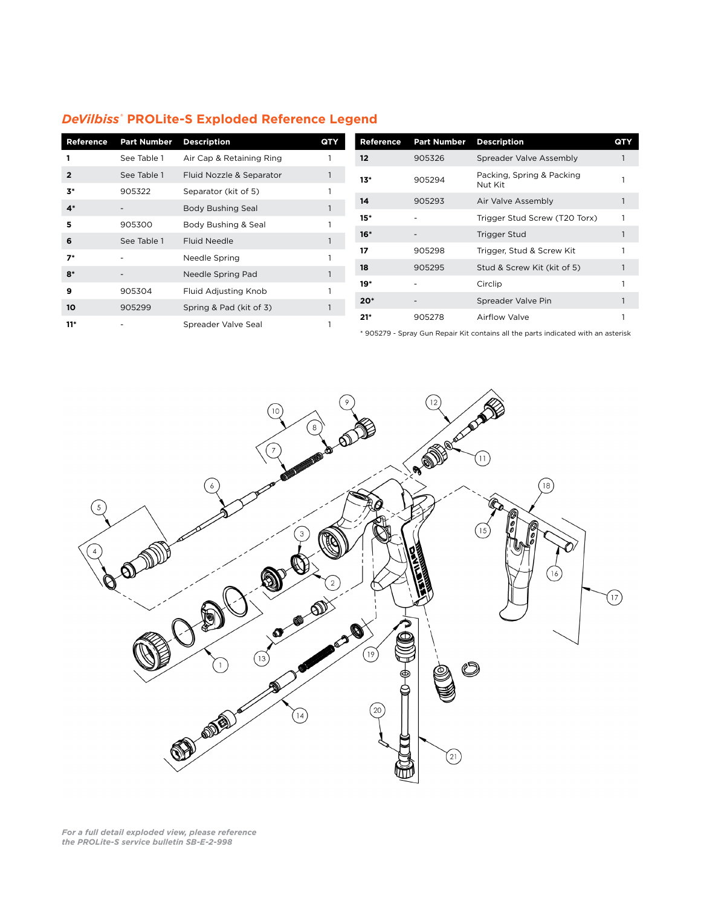## *DeVilbiss*® PROLite-S Exploded Reference Legend

| Reference | Part Number | Description | QTY |
|---|---|---|---|
| 1 | See Table 1 | Air Cap & Retaining Ring | 1 |
| 2 | See Table 1 | Fluid Nozzle & Separator | 1 |
| 3* | 905322 | Separator (kit of 5) | 1 |
| 4* | - | Body Bushing Seal | 1 |
| 5 | 905300 | Body Bushing & Seal | 1 |
| 6 | See Table 1 | Fluid Needle | 1 |
| 7* | - | Needle Spring | 1 |
| 8* | - | Needle Spring Pad | 1 |
| 9 | 905304 | Fluid Adjusting Knob | 1 |
| 10 | 905299 | Spring & Pad (kit of 3) | 1 |
| 11* | - | Spreader Valve Seal | 1 |

| Reference | Part Number | Description | QTY |
|---|---|---|---|
| 12 | 905326 | Spreader Valve Assembly | 1 |
| 13* | 905294 | Packing, Spring & Packing Nut Kit | 1 |
| 14 | 905293 | Air Valve Assembly | 1 |
| 15* | - | Trigger Stud Screw (T20 Torx) | 1 |
| 16* | - | Trigger Stud | 1 |
| 17 | 905298 | Trigger, Stud & Screw Kit | 1 |
| 18 | 905295 | Stud & Screw Kit (kit of 5) | 1 |
| 19* | - | Circlip | 1 |
| 20* | - | Spreader Valve Pin | 1 |
| 21* | 905278 | Airflow Valve | 1 |

* 905279 - Spray Gun Repair Kit contains all the parts indicated with an asterisk

*For a full detail exploded view, please reference the PROLite-S service bulletin SB-E-2-998*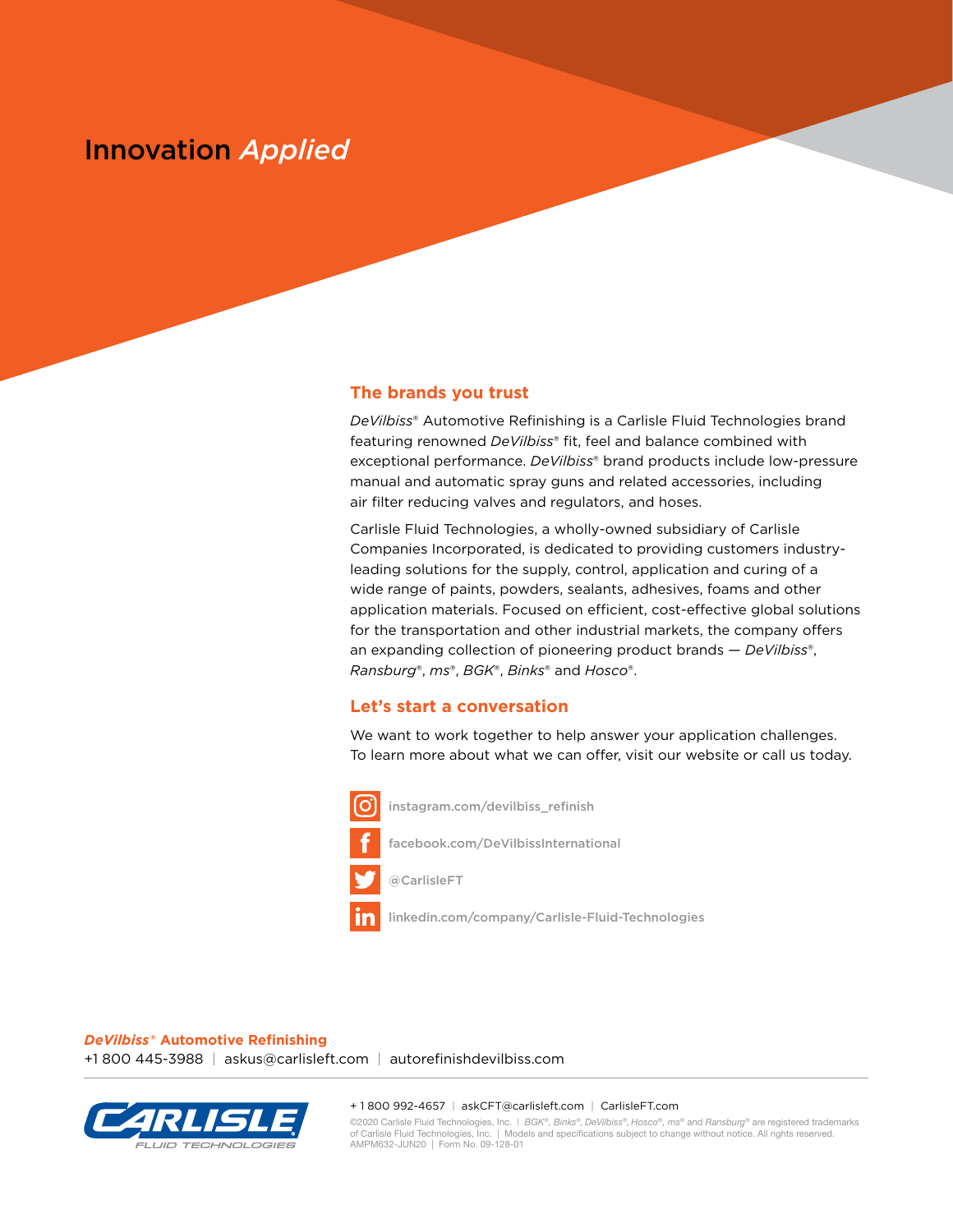# Innovation *Applied*

## The brands you trust

*DeVilbiss®* Automotive Refinishing is a Carlisle Fluid Technologies brand featuring renowned *DeVilbiss®* fit, feel and balance combined with exceptional performance. *DeVilbiss®* brand products include low-pressure manual and automatic spray guns and related accessories, including air filter reducing valves and regulators, and hoses.

Carlisle Fluid Technologies, a wholly-owned subsidiary of Carlisle Companies Incorporated, is dedicated to providing customers industry-leading solutions for the supply, control, application and curing of a wide range of paints, powders, sealants, adhesives, foams and other application materials. Focused on efficient, cost-effective global solutions for the transportation and other industrial markets, the company offers an expanding collection of pioneering product brands — *DeVilbiss®*, *Ransburg®*, *ms®*, *BGK®*, *Binks®* and *Hosco®*.

## Let's start a conversation

We want to work together to help answer your application challenges. To learn more about what we can offer, visit our website or call us today.

instagram.com/devilbiss_refinish

facebook.com/DeVilbissInternational

@CarlisleFT

linkedin.com/company/Carlisle-Fluid-Technologies

***DeVilbiss®* Automotive Refinishing**

+1 800 445-3988 | askus@carlisleft.com | autorefinishdevilbiss.com

CARLISLE FLUID TECHNOLOGIES

+ 1 800 992-4657 | askCFT@carlisleft.com | CarlisleFT.com

©2020 Carlisle Fluid Technologies, Inc. | *BGK®*, *Binks®*, *DeVilbiss®*, *Hosco®*, *ms®* and *Ransburg®* are registered trademarks of Carlisle Fluid Technologies, Inc. | Models and specifications subject to change without notice. All rights reserved.
AMPM632-JUN20 | Form No. 09-128-01